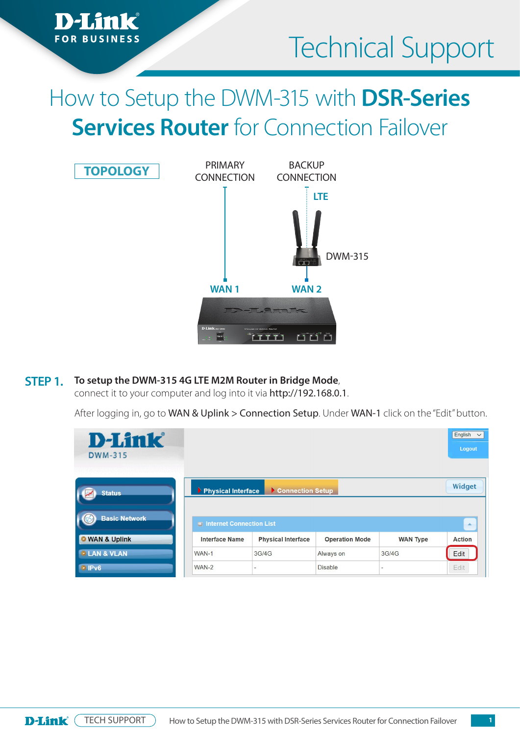Technical Support

# How to Setup the DWM-315 with **DSR-Series Services Router** for Connection Failover

## TOPOLOGY

PRIMARY CONNECTION

BACKUP CONNECTION

LTE

DWM-315

WAN 1

WAN 2

## STEP 1.

**To setup the DWM-315 4G LTE M2M Router in Bridge Mode**, connect it to your computer and log into it via http://192.168.0.1.

After logging in, go to WAN & Uplink > Connection Setup. Under WAN-1 click on the "Edit" button.

Internet Connection List

| Interface Name | Physical Interface | Operation Mode | WAN Type | Action |
|---|---|---|---|---|
| WAN-1 | 3G/4G | Always on | 3G/4G | Edit |
| WAN-2 | - | Disable | - | Edit |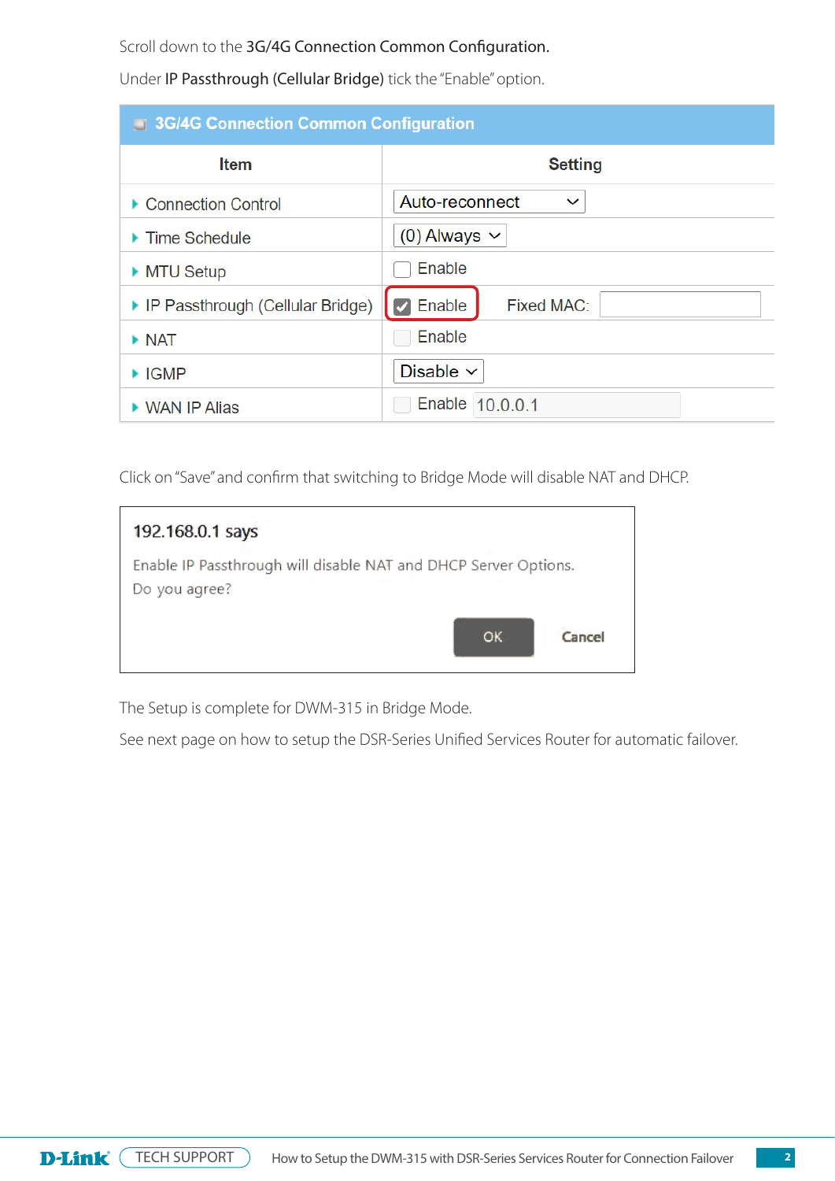Scroll down to the **3G/4G Connection Common Configuration.**

Under **IP Passthrough (Cellular Bridge)** tick the "Enable" option.

| 3G/4G Connection Common Configuration | |
|---|---|
| **Item** | **Setting** |
| Connection Control | Auto-reconnect |
| Time Schedule | (0) Always |
| MTU Setup | ☐ Enable |
| IP Passthrough (Cellular Bridge) | ☑ Enable    Fixed MAC: |
| NAT | ☐ Enable |
| IGMP | Disable |
| WAN IP Alias | ☐ Enable 10.0.0.1 |

Click on "Save" and confirm that switching to Bridge Mode will disable NAT and DHCP.

> **192.168.0.1 says**
>
> Enable IP Passthrough will disable NAT and DHCP Server Options.
> Do you agree?
>
> OK    Cancel

The Setup is complete for DWM-315 in Bridge Mode.

See next page on how to setup the DSR-Series Unified Services Router for automatic failover.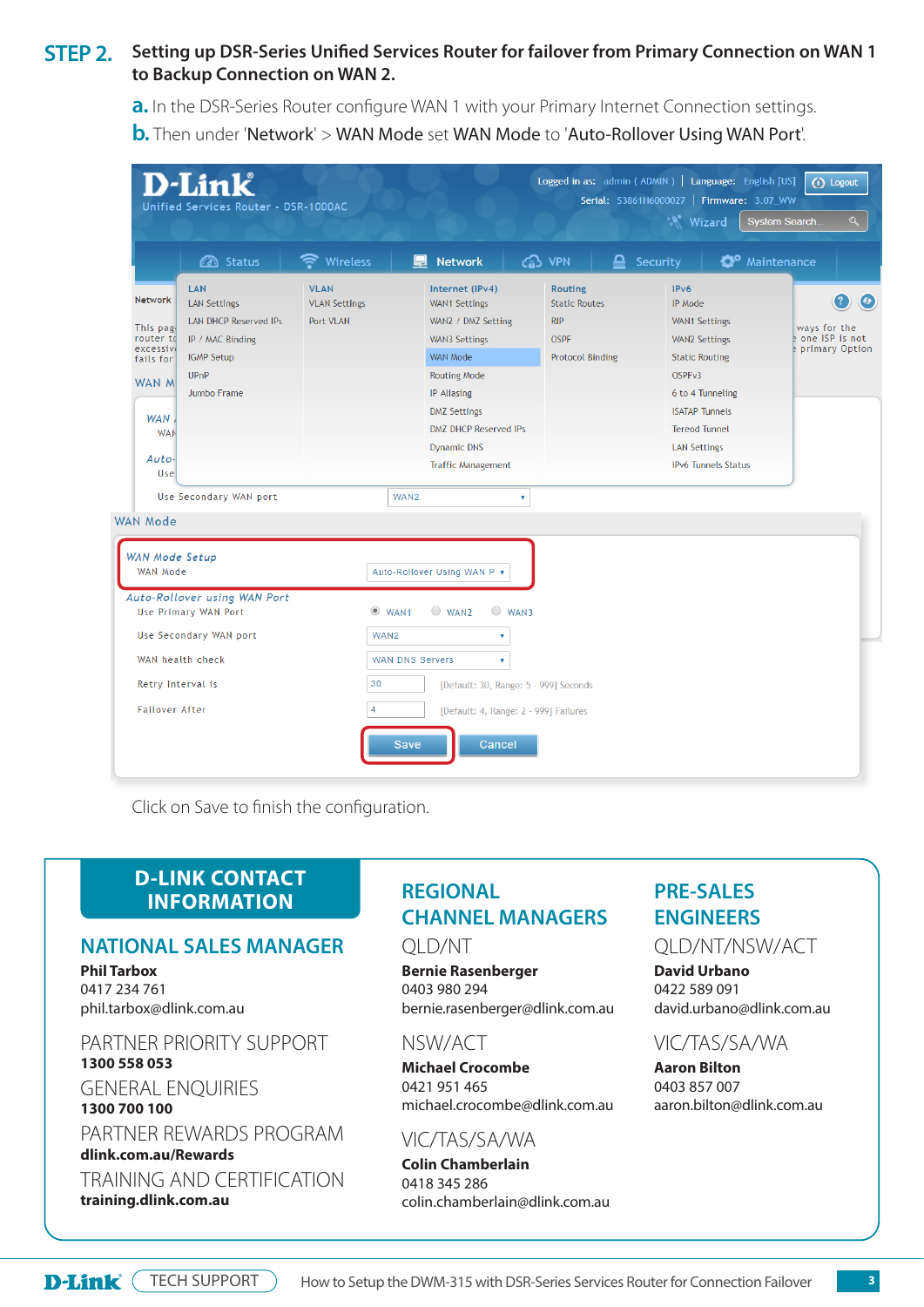## STEP 2. Setting up DSR-Series Unified Services Router for failover from Primary Connection on WAN 1 to Backup Connection on WAN 2.

**a.** In the DSR-Series Router configure WAN 1 with your Primary Internet Connection settings.

**b.** Then under 'Network' > WAN Mode set WAN Mode to 'Auto-Rollover Using WAN Port'.

Click on Save to finish the configuration.

## D-LINK CONTACT INFORMATION

### NATIONAL SALES MANAGER

**Phil Tarbox**
0417 234 761
phil.tarbox@dlink.com.au

### PARTNER PRIORITY SUPPORT

**1300 558 053**

### GENERAL ENQUIRIES

**1300 700 100**

### PARTNER REWARDS PROGRAM

**dlink.com.au/Rewards**

### TRAINING AND CERTIFICATION

**training.dlink.com.au**

### REGIONAL CHANNEL MANAGERS

QLD/NT
**Bernie Rasenberger**
0403 980 294
bernie.rasenberger@dlink.com.au

NSW/ACT
**Michael Crocombe**
0421 951 465
michael.crocombe@dlink.com.au

VIC/TAS/SA/WA
**Colin Chamberlain**
0418 345 286
colin.chamberlain@dlink.com.au

### PRE-SALES ENGINEERS

QLD/NT/NSW/ACT
**David Urbano**
0422 589 091
david.urbano@dlink.com.au

VIC/TAS/SA/WA
**Aaron Bilton**
0403 857 007
aaron.bilton@dlink.com.au